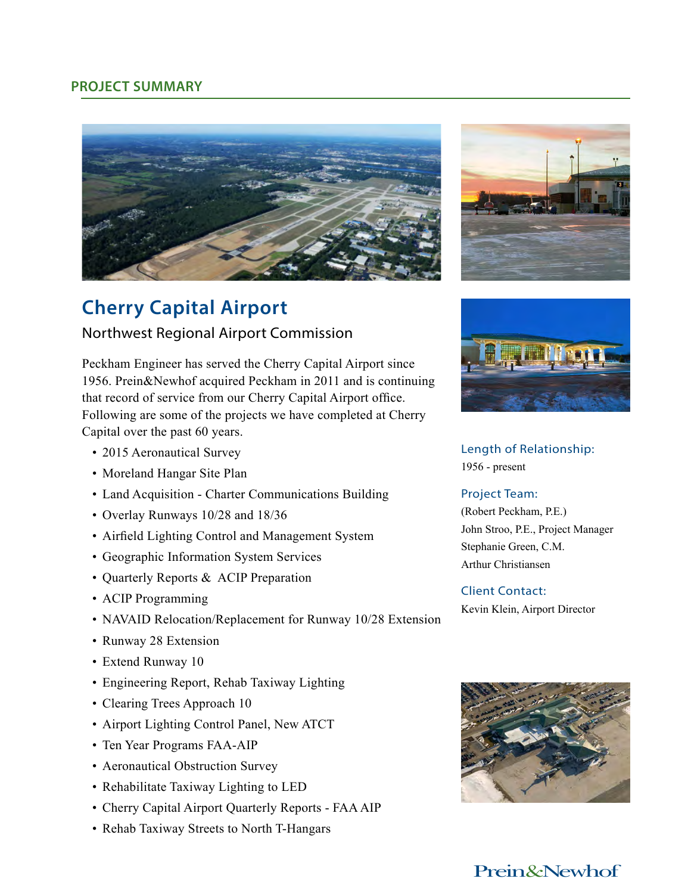## PROJECT SUMMARY

# Cherry Capital Airport

### Northwest Regional Airport Commission

Peckham Engineer has served the Cherry Capital Airport since 1956. Prein&Newhof acquired Peckham in 2011 and is continuing that record of service from our Cherry Capital Airport office. Following are some of the projects we have completed at Cherry Capital over the past 60 years.

- 2015 Aeronautical Survey
- Moreland Hangar Site Plan
- Land Acquisition - Charter Communications Building
- Overlay Runways 10/28 and 18/36
- Airfield Lighting Control and Management System
- Geographic Information System Services
- Quarterly Reports & ACIP Preparation
- ACIP Programming
- NAVAID Relocation/Replacement for Runway 10/28 Extension
- Runway 28 Extension
- Extend Runway 10
- Engineering Report, Rehab Taxiway Lighting
- Clearing Trees Approach 10
- Airport Lighting Control Panel, New ATCT
- Ten Year Programs FAA-AIP
- Aeronautical Obstruction Survey
- Rehabilitate Taxiway Lighting to LED
- Cherry Capital Airport Quarterly Reports - FAA AIP
- Rehab Taxiway Streets to North T-Hangars

**Length of Relationship:**
1956 - present

**Project Team:**
(Robert Peckham, P.E.)
John Stroo, P.E., Project Manager
Stephanie Green, C.M.
Arthur Christiansen

**Client Contact:**
Kevin Klein, Airport Director

Prein&Newhof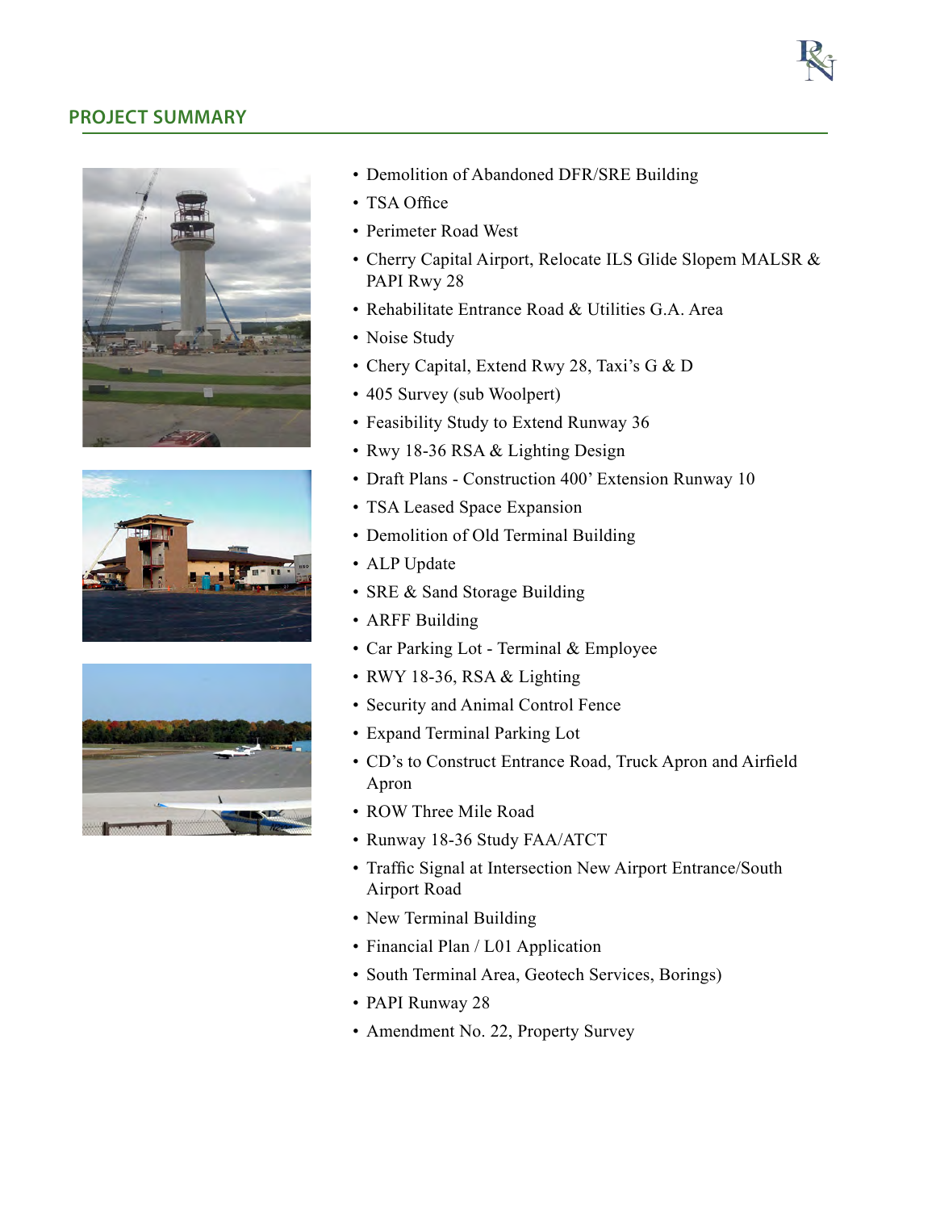## PROJECT SUMMARY

- Demolition of Abandoned DFR/SRE Building
- TSA Office
- Perimeter Road West
- Cherry Capital Airport, Relocate ILS Glide Slopem MALSR & PAPI Rwy 28
- Rehabilitate Entrance Road & Utilities G.A. Area
- Noise Study
- Chery Capital, Extend Rwy 28, Taxi's G & D
- 405 Survey (sub Woolpert)
- Feasibility Study to Extend Runway 36
- Rwy 18-36 RSA & Lighting Design
- Draft Plans - Construction 400' Extension Runway 10
- TSA Leased Space Expansion
- Demolition of Old Terminal Building
- ALP Update
- SRE & Sand Storage Building
- ARFF Building
- Car Parking Lot - Terminal & Employee
- RWY 18-36, RSA & Lighting
- Security and Animal Control Fence
- Expand Terminal Parking Lot
- CD's to Construct Entrance Road, Truck Apron and Airfield Apron
- ROW Three Mile Road
- Runway 18-36 Study FAA/ATCT
- Traffic Signal at Intersection New Airport Entrance/South Airport Road
- New Terminal Building
- Financial Plan / L01 Application
- South Terminal Area, Geotech Services, Borings)
- PAPI Runway 28
- Amendment No. 22, Property Survey